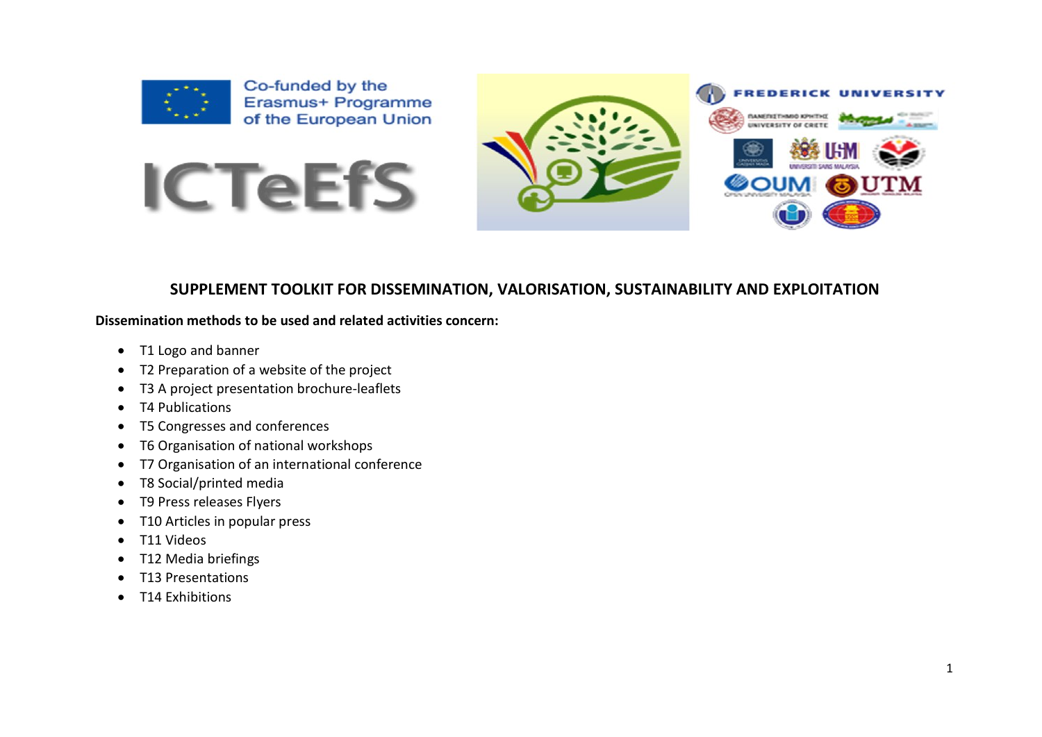Co-funded by the Erasmus+ Programme of the European Union

ICTeEfS

# SUPPLEMENT TOOLKIT FOR DISSEMINATION, VALORISATION, SUSTAINABILITY AND EXPLOITATION

**Dissemination methods to be used and related activities concern:**

- T1 Logo and banner
- T2 Preparation of a website of the project
- T3 A project presentation brochure-leaflets
- T4 Publications
- T5 Congresses and conferences
- T6 Organisation of national workshops
- T7 Organisation of an international conference
- T8 Social/printed media
- T9 Press releases Flyers
- T10 Articles in popular press
- T11 Videos
- T12 Media briefings
- T13 Presentations
- T14 Exhibitions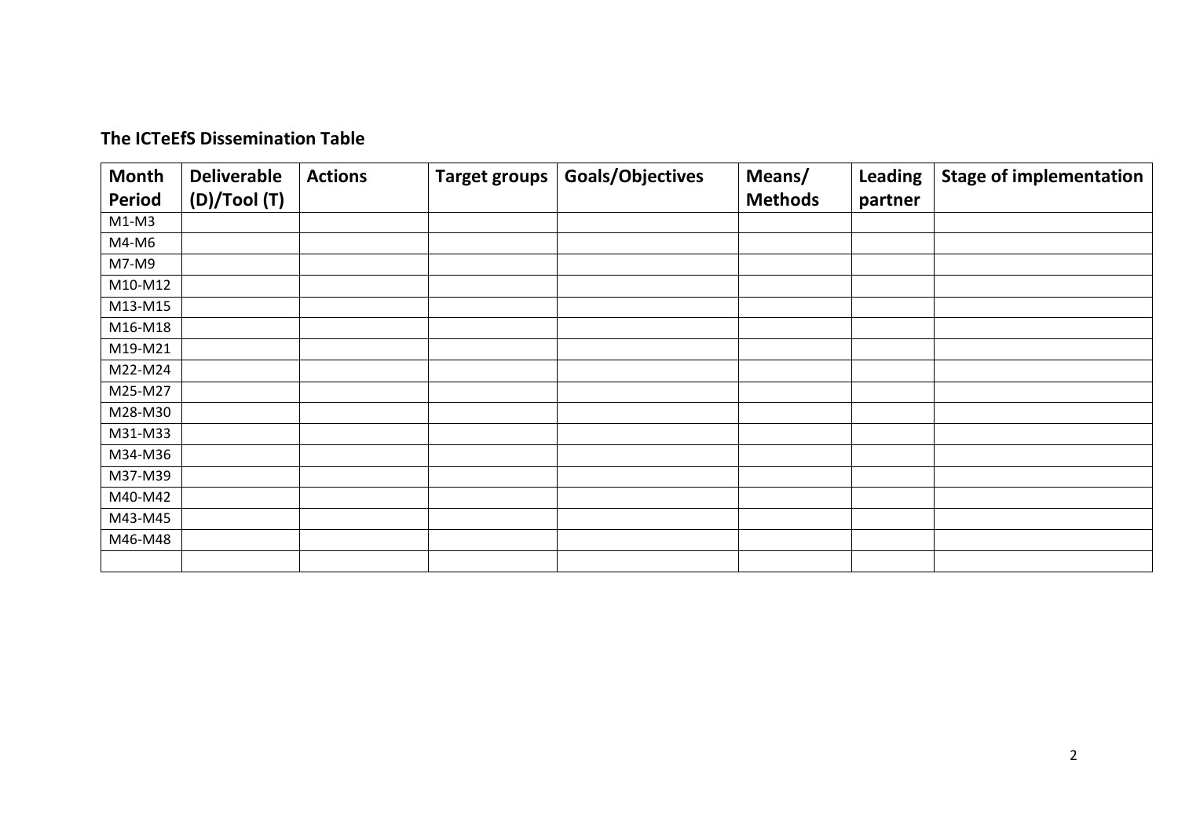**The ICTeEfS Dissemination Table**

| Month Period | Deliverable (D)/Tool (T) | Actions | Target groups | Goals/Objectives | Means/ Methods | Leading partner | Stage of implementation |
|---|---|---|---|---|---|---|---|
| M1-M3 | | | | | | | |
| M4-M6 | | | | | | | |
| M7-M9 | | | | | | | |
| M10-M12 | | | | | | | |
| M13-M15 | | | | | | | |
| M16-M18 | | | | | | | |
| M19-M21 | | | | | | | |
| M22-M24 | | | | | | | |
| M25-M27 | | | | | | | |
| M28-M30 | | | | | | | |
| M31-M33 | | | | | | | |
| M34-M36 | | | | | | | |
| M37-M39 | | | | | | | |
| M40-M42 | | | | | | | |
| M43-M45 | | | | | | | |
| M46-M48 | | | | | | | |
| | | | | | | | |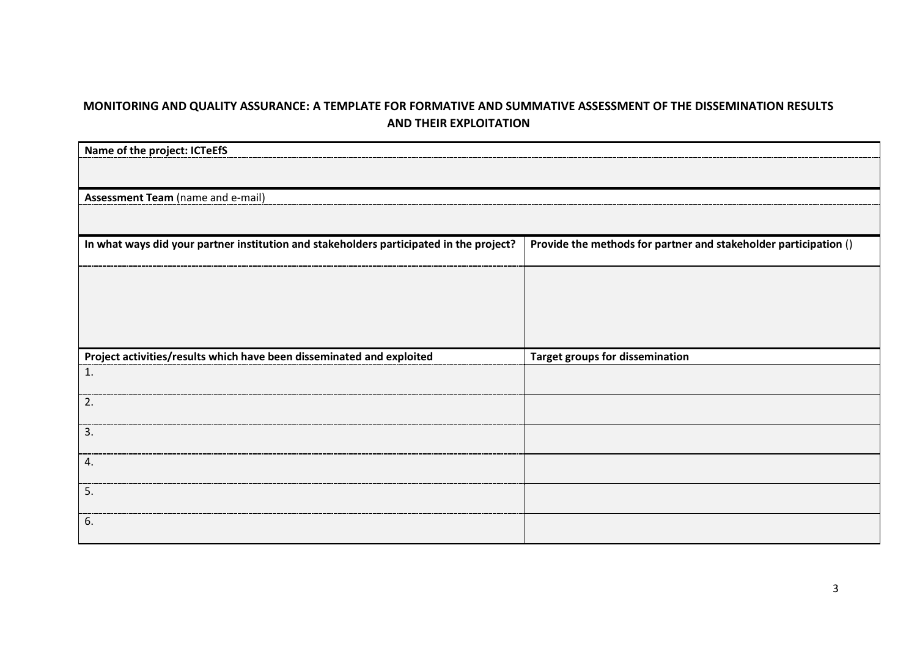**MONITORING AND QUALITY ASSURANCE: A TEMPLATE FOR FORMATIVE AND SUMMATIVE ASSESSMENT OF THE DISSEMINATION RESULTS AND THEIR EXPLOITATION**

| **Name of the project: ICTeEfS** | |
|---|---|
| | |
| **Assessment Team** (name and e-mail) | |
| | |
| **In what ways did your partner institution and stakeholders participated in the project?** | **Provide the methods for partner and stakeholder participation** () |
| | |
| **Project activities/results which have been disseminated and exploited** | **Target groups for dissemination** |
| 1. | |
| 2. | |
| 3. | |
| 4. | |
| 5. | |
| 6. | |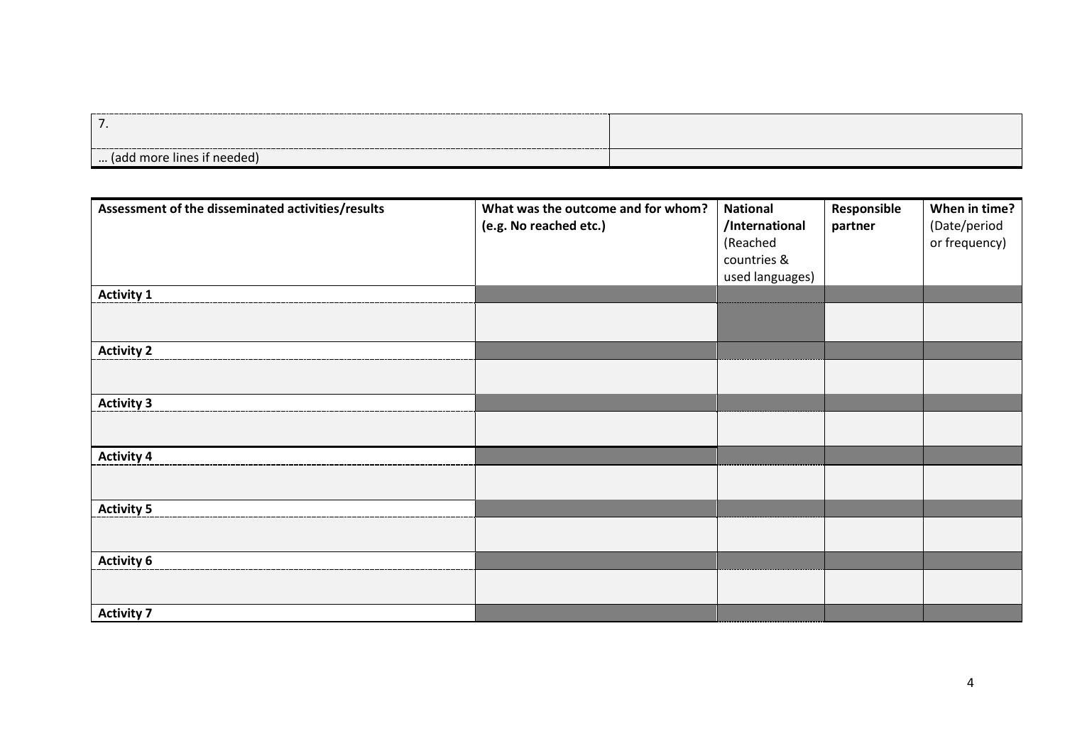| | |
|---|---|
| 7. | |
| … (add more lines if needed) | |

| Assessment of the disseminated activities/results | What was the outcome and for whom? (e.g. No reached etc.) | National /International (Reached countries & used languages) | Responsible partner | When in time? (Date/period or frequency) |
|---|---|---|---|---|
| **Activity 1** | | | | |
| | | | | |
| **Activity 2** | | | | |
| | | | | |
| **Activity 3** | | | | |
| | | | | |
| **Activity 4** | | | | |
| | | | | |
| **Activity 5** | | | | |
| | | | | |
| **Activity 6** | | | | |
| | | | | |
| **Activity 7** | | | | |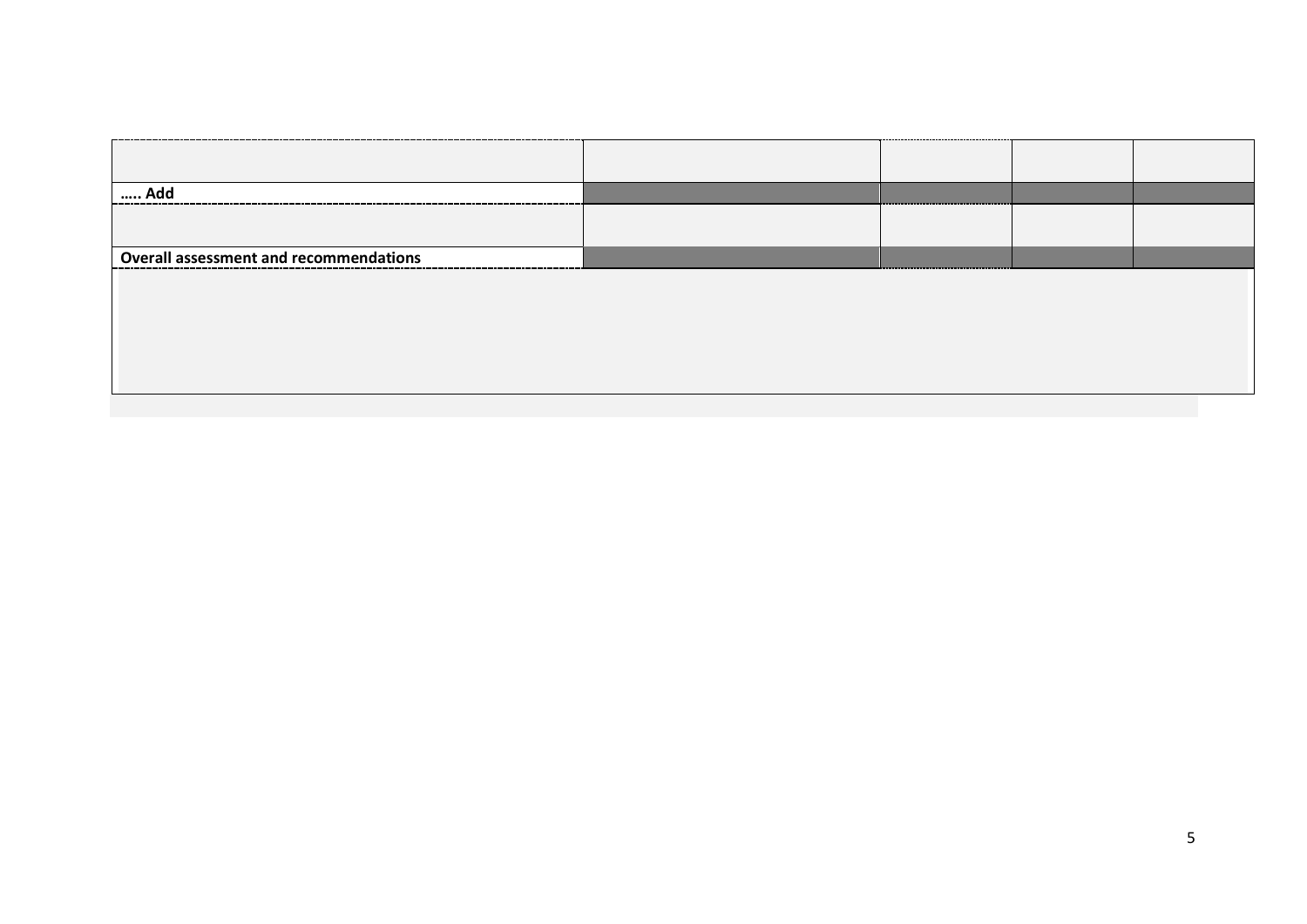| | | | | |
|---|---|---|---|---|
| | | | | |
| **….. Add** | | | | |
| | | | | |
| **Overall assessment and recommendations** | | | | |
| | | | | |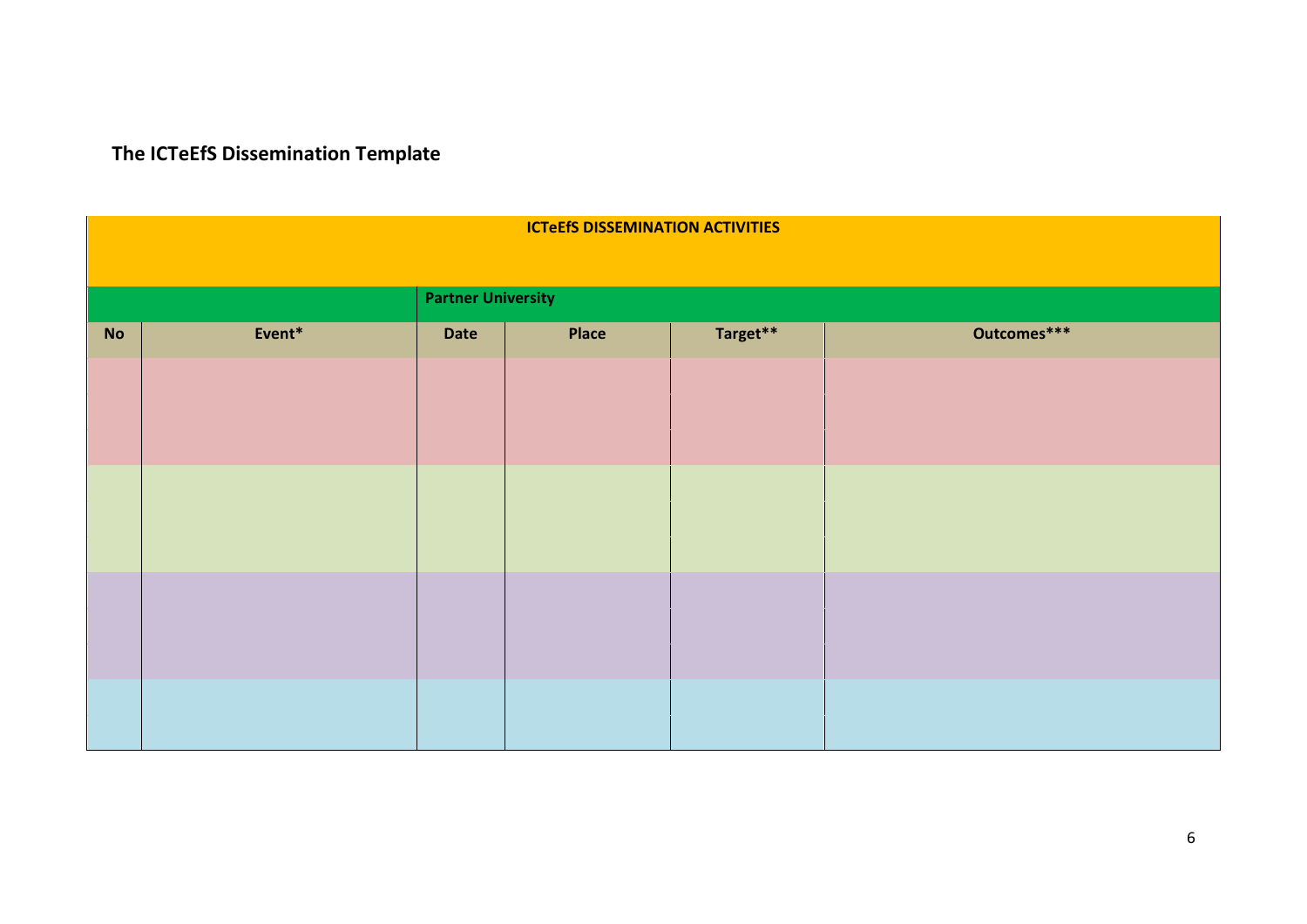## The ICTeEfS Dissemination Template

| ICTeEfS DISSEMINATION ACTIVITIES | | | | | |
|---|---|---|---|---|---|
| | | Partner University | | | |
| No | Event* | Date | Place | Target** | Outcomes*** |
| | | | | | |
| | | | | | |
| | | | | | |
| | | | | | |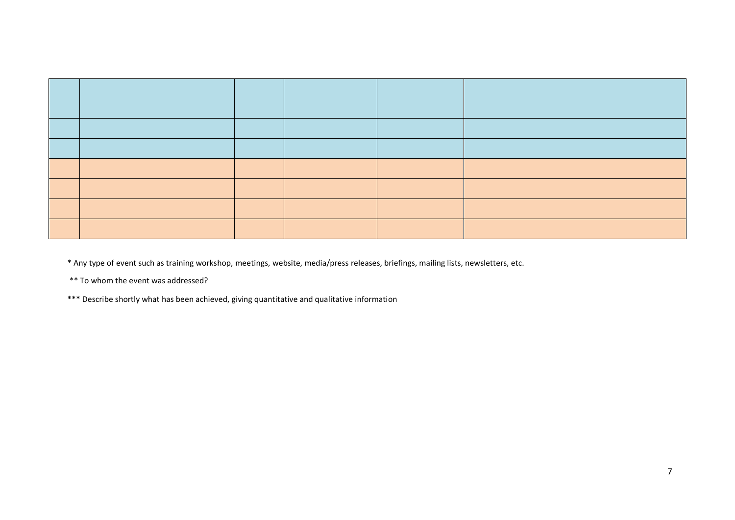| | | | | | |
|---|---|---|---|---|---|
| | | | | | |
| | | | | | |
| | | | | | |
| | | | | | |
| | | | | | |
| | | | | | |

\* Any type of event such as training workshop, meetings, website, media/press releases, briefings, mailing lists, newsletters, etc.

\*\* To whom the event was addressed?

\*\*\* Describe shortly what has been achieved, giving quantitative and qualitative information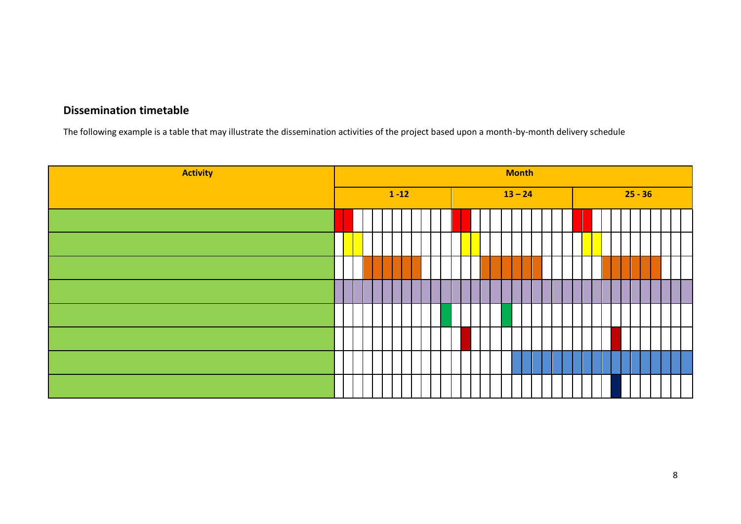## Dissemination timetable

The following example is a table that may illustrate the dissemination activities of the project based upon a month-by-month delivery schedule

| Activity | Month | | |
|---|---|---|---|
| | 1 -12 | 13 – 24 | 25 - 36 |
| | | | |
| | | | |
| | | | |
| | | | |
| | | | |
| | | | |
| | | | |
| | | | |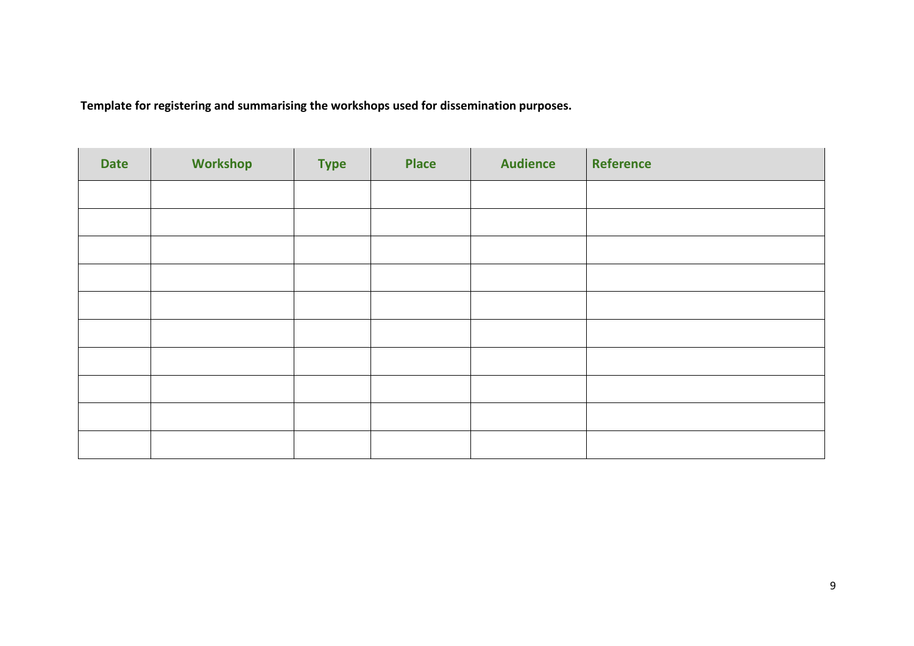**Template for registering and summarising the workshops used for dissemination purposes.**

| Date | Workshop | Type | Place | Audience | Reference |
|---|---|---|---|---|---|
| | | | | | |
| | | | | | |
| | | | | | |
| | | | | | |
| | | | | | |
| | | | | | |
| | | | | | |
| | | | | | |
| | | | | | |
| | | | | | |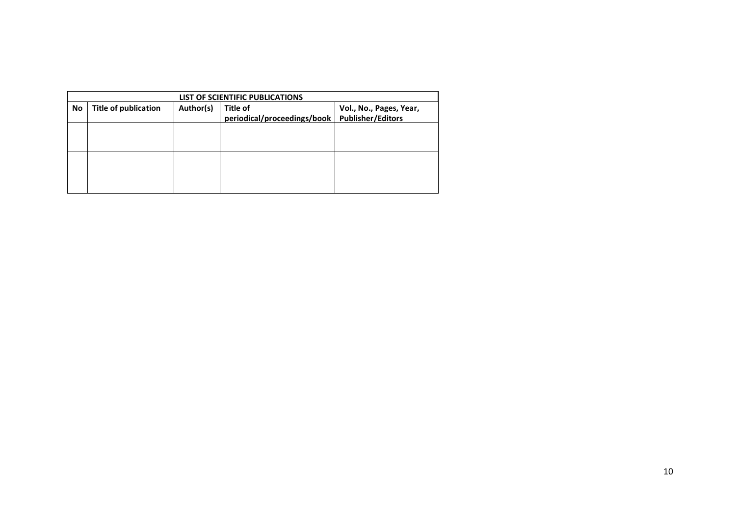| LIST OF SCIENTIFIC PUBLICATIONS | | | | |
|---|---|---|---|---|
| **No** | **Title of publication** | **Author(s)** | **Title of periodical/proceedings/book** | **Vol., No., Pages, Year, Publisher/Editors** |
| | | | | |
| | | | | |
| | | | | |